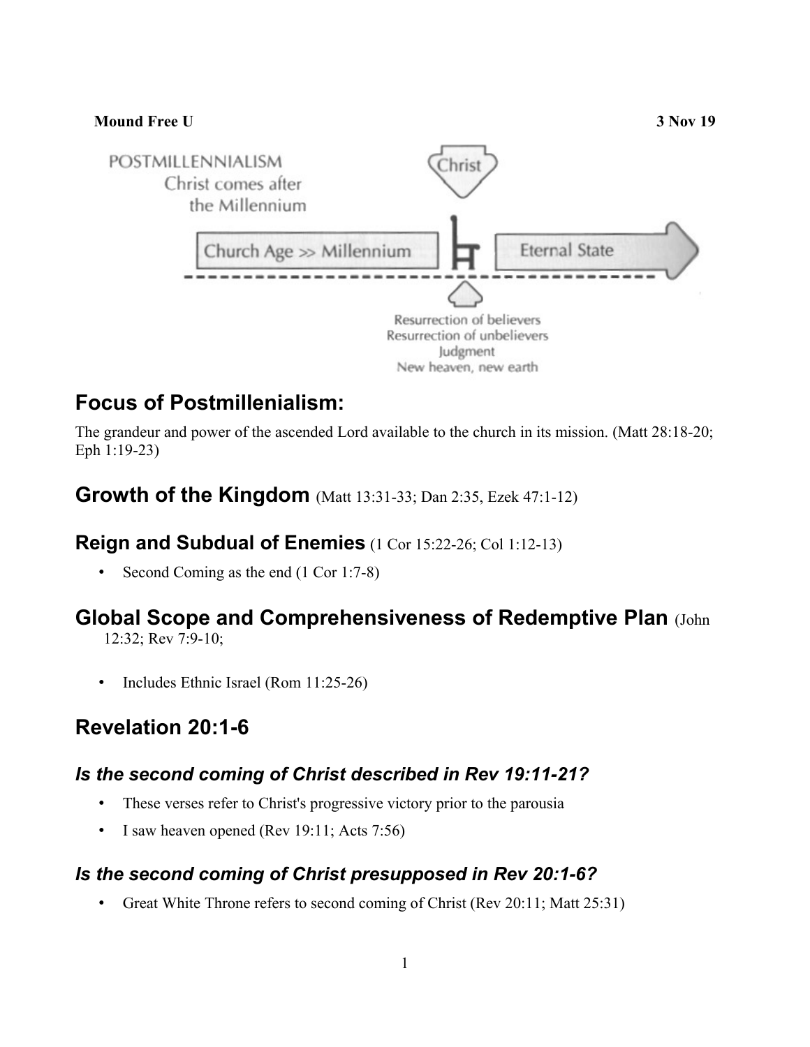**Mound Free U** **3 Nov 19**

POSTMILLENNIALISM
Christ comes after the Millennium

Christ

Church Age >> Millennium | Eternal State

Resurrection of believers
Resurrection of unbelievers
Judgment
New heaven, new earth

## Focus of Postmillenialism:

The grandeur and power of the ascended Lord available to the church in its mission. (Matt 28:18-20; Eph 1:19-23)

## Growth of the Kingdom (Matt 13:31-33; Dan 2:35, Ezek 47:1-12)

### Reign and Subdual of Enemies (1 Cor 15:22-26; Col 1:12-13)

- Second Coming as the end (1 Cor 1:7-8)

## Global Scope and Comprehensiveness of Redemptive Plan (John 12:32; Rev 7:9-10;

- Includes Ethnic Israel (Rom 11:25-26)

## Revelation 20:1-6

### *Is the second coming of Christ described in Rev 19:11-21?*

- These verses refer to Christ's progressive victory prior to the parousia
- I saw heaven opened (Rev 19:11; Acts 7:56)

### *Is the second coming of Christ presupposed in Rev 20:1-6?*

- Great White Throne refers to second coming of Christ (Rev 20:11; Matt 25:31)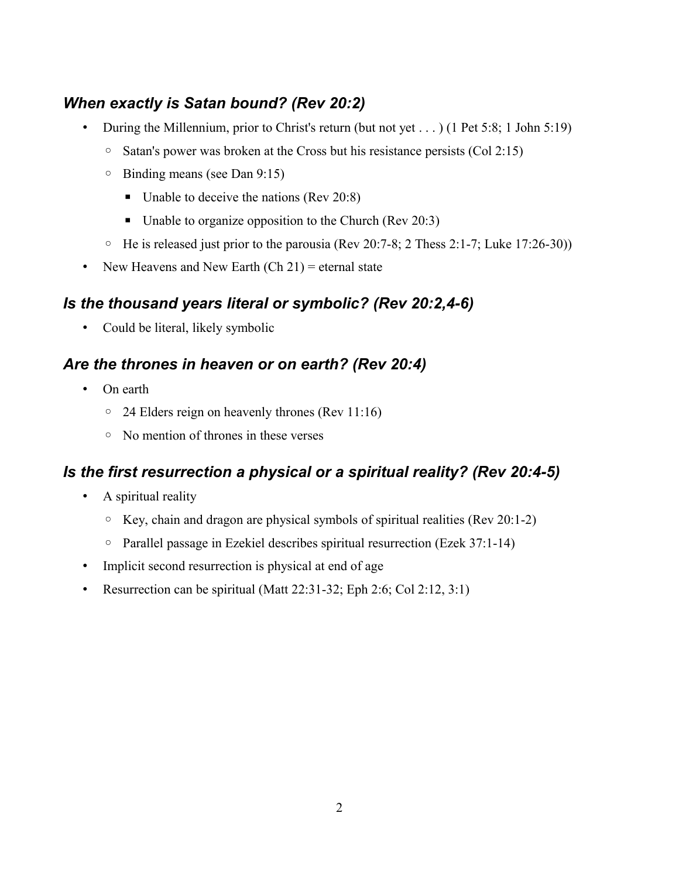### *When exactly is Satan bound? (Rev 20:2)*

- During the Millennium, prior to Christ's return (but not yet . . . ) (1 Pet 5:8; 1 John 5:19)
  - Satan's power was broken at the Cross but his resistance persists (Col 2:15)
  - Binding means (see Dan 9:15)
    - Unable to deceive the nations (Rev 20:8)
    - Unable to organize opposition to the Church (Rev 20:3)
  - He is released just prior to the parousia (Rev 20:7-8; 2 Thess 2:1-7; Luke 17:26-30))
- New Heavens and New Earth (Ch 21) = eternal state

### *Is the thousand years literal or symbolic? (Rev 20:2,4-6)*

- Could be literal, likely symbolic

### *Are the thrones in heaven or on earth? (Rev 20:4)*

- On earth
  - 24 Elders reign on heavenly thrones (Rev 11:16)
  - No mention of thrones in these verses

### *Is the first resurrection a physical or a spiritual reality? (Rev 20:4-5)*

- A spiritual reality
  - Key, chain and dragon are physical symbols of spiritual realities (Rev 20:1-2)
  - Parallel passage in Ezekiel describes spiritual resurrection (Ezek 37:1-14)
- Implicit second resurrection is physical at end of age
- Resurrection can be spiritual (Matt 22:31-32; Eph 2:6; Col 2:12, 3:1)